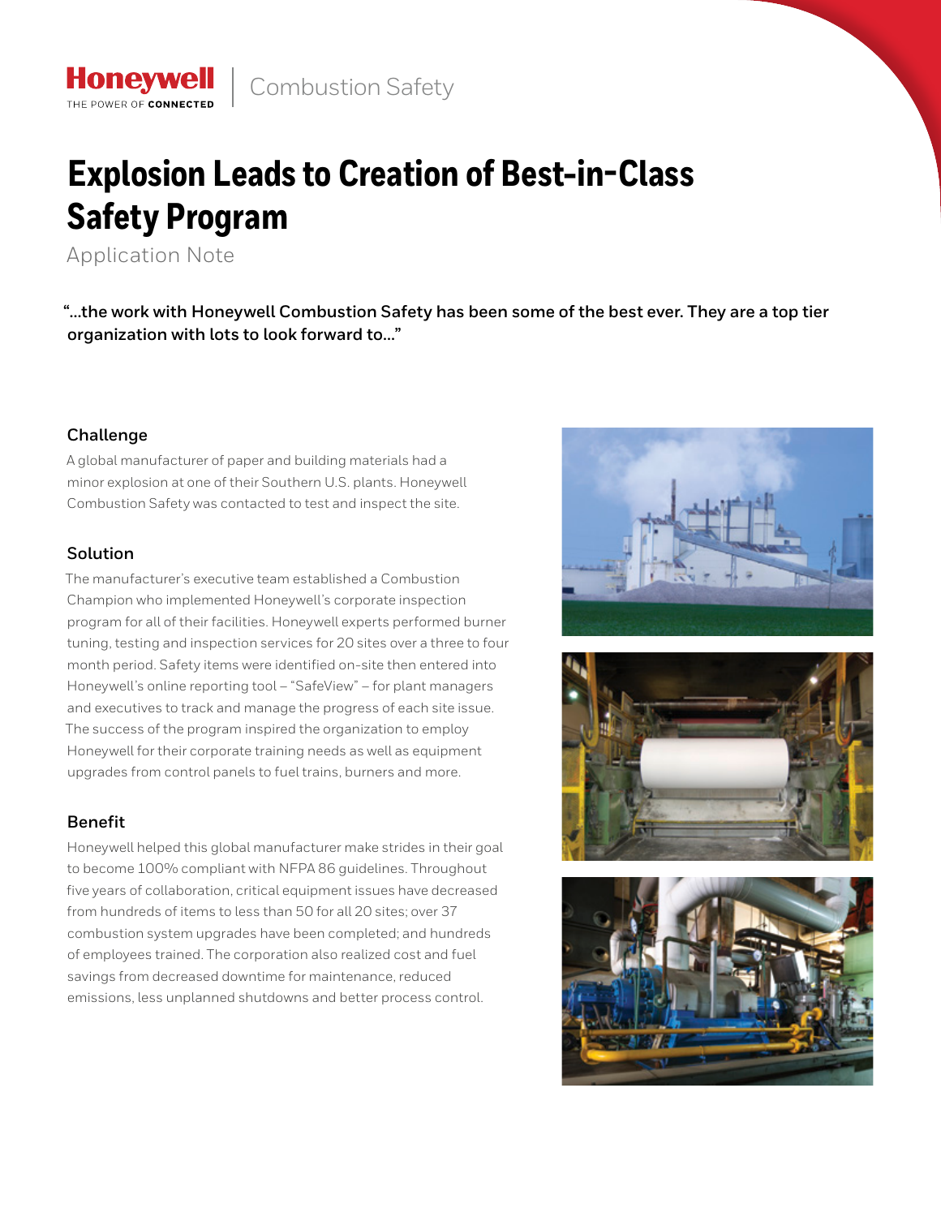Honeywell | Combustion Safety

# Explosion Leads to Creation of Best-in-Class Safety Program

Application Note

**"...the work with Honeywell Combustion Safety has been some of the best ever. They are a top tier organization with lots to look forward to..."**

### Challenge

A global manufacturer of paper and building materials had a minor explosion at one of their Southern U.S. plants. Honeywell Combustion Safety was contacted to test and inspect the site.

### Solution

The manufacturer's executive team established a Combustion Champion who implemented Honeywell's corporate inspection program for all of their facilities. Honeywell experts performed burner tuning, testing and inspection services for 20 sites over a three to four month period. Safety items were identified on-site then entered into Honeywell's online reporting tool – "SafeView" – for plant managers and executives to track and manage the progress of each site issue. The success of the program inspired the organization to employ Honeywell for their corporate training needs as well as equipment upgrades from control panels to fuel trains, burners and more.

### Benefit

Honeywell helped this global manufacturer make strides in their goal to become 100% compliant with NFPA 86 guidelines. Throughout five years of collaboration, critical equipment issues have decreased from hundreds of items to less than 50 for all 20 sites; over 37 combustion system upgrades have been completed; and hundreds of employees trained. The corporation also realized cost and fuel savings from decreased downtime for maintenance, reduced emissions, less unplanned shutdowns and better process control.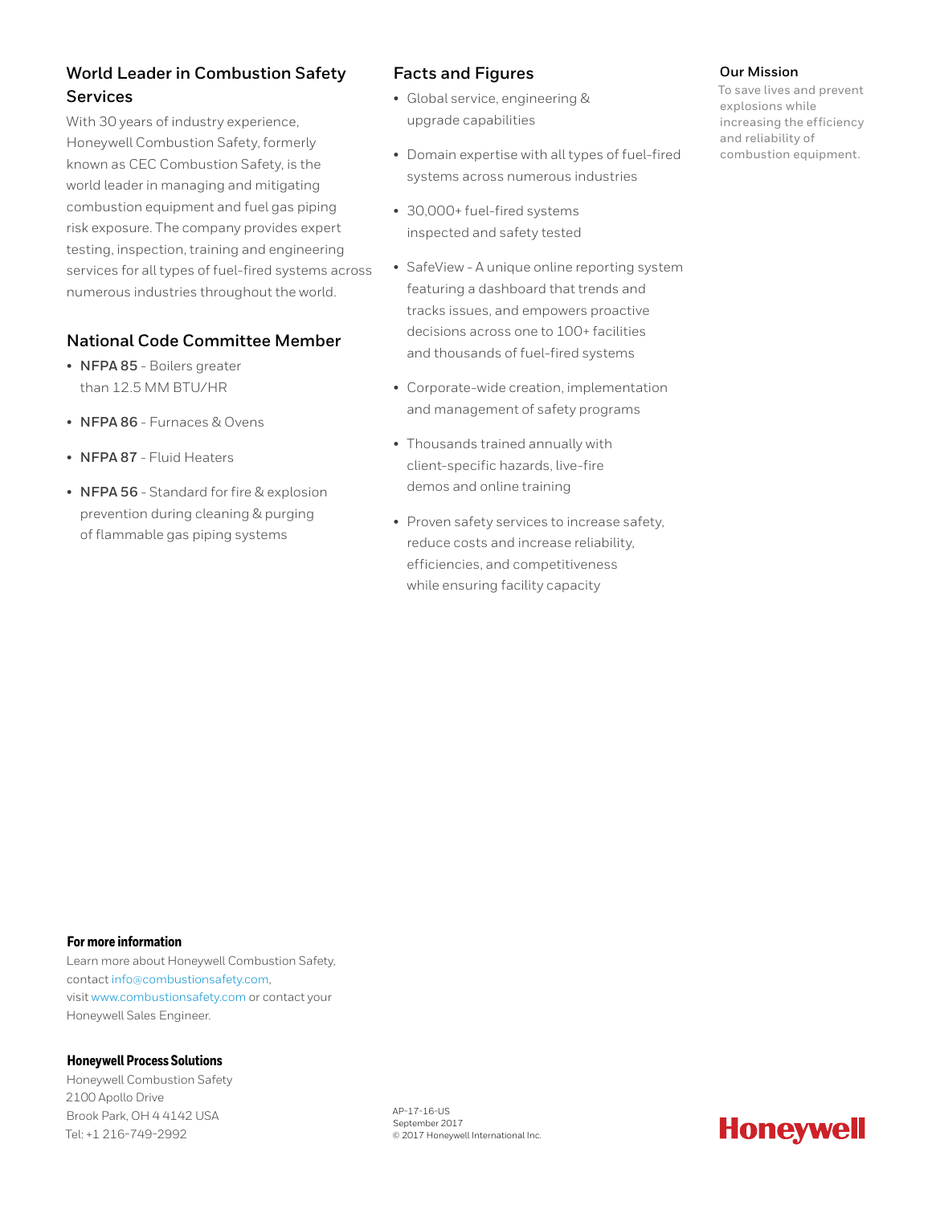## World Leader in Combustion Safety Services

With 30 years of industry experience, Honeywell Combustion Safety, formerly known as CEC Combustion Safety, is the world leader in managing and mitigating combustion equipment and fuel gas piping risk exposure. The company provides expert testing, inspection, training and engineering services for all types of fuel-fired systems across numerous industries throughout the world.

## National Code Committee Member

- **NFPA 85** - Boilers greater than 12.5 MM BTU/HR
- **NFPA 86** - Furnaces & Ovens
- **NFPA 87** - Fluid Heaters
- **NFPA 56** - Standard for fire & explosion prevention during cleaning & purging of flammable gas piping systems

## Facts and Figures

- Global service, engineering & upgrade capabilities
- Domain expertise with all types of fuel-fired systems across numerous industries
- 30,000+ fuel-fired systems inspected and safety tested
- SafeView - A unique online reporting system featuring a dashboard that trends and tracks issues, and empowers proactive decisions across one to 100+ facilities and thousands of fuel-fired systems
- Corporate-wide creation, implementation and management of safety programs
- Thousands trained annually with client-specific hazards, live-fire demos and online training
- Proven safety services to increase safety, reduce costs and increase reliability, efficiencies, and competitiveness while ensuring facility capacity

## Our Mission

To save lives and prevent explosions while increasing the efficiency and reliability of combustion equipment.

**For more information**

Learn more about Honeywell Combustion Safety, contact info@combustionsafety.com, visit www.combustionsafety.com or contact your Honeywell Sales Engineer.

**Honeywell Process Solutions**

Honeywell Combustion Safety
2100 Apollo Drive
Brook Park, OH 4 4142 USA
Tel: +1 216-749-2992

AP-17-16-US
September 2017
© 2017 Honeywell International Inc.

Honeywell